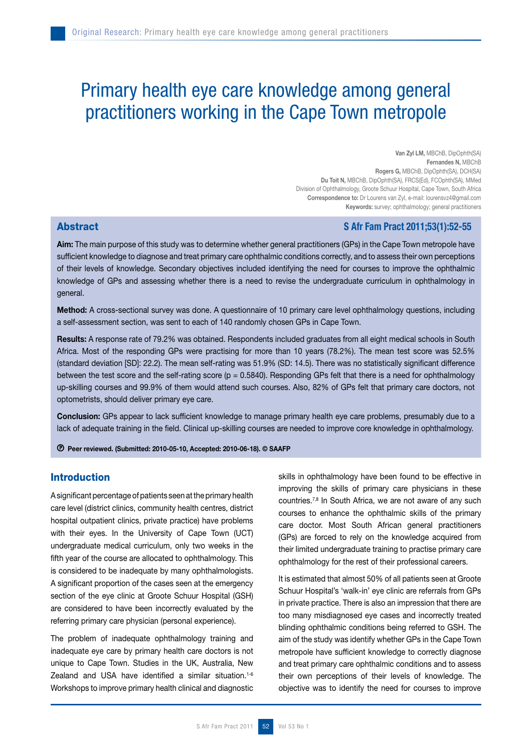# Primary health eye care knowledge among general practitioners working in the Cape Town metropole

**Van Zyl LM,** MBChB, DipOphth(SA)
**Fernandes N,** MBChB
**Rogers G,** MBChB, DipOphth(SA), DCH(SA)
**Du Toit N,** MBChB, DipOphth(SA), FRCS(Ed), FCOphth(SA), MMed
Division of Ophthalmology, Groote Schuur Hospital, Cape Town, South Africa
**Correspondence to:** Dr Lourens van Zyl, e-mail: lourensvz4@gmail.com
**Keywords:** survey; ophthalmology; general practitioners

## Abstract

**S Afr Fam Pract 2011;53(1):52-55**

**Aim:** The main purpose of this study was to determine whether general practitioners (GPs) in the Cape Town metropole have sufficient knowledge to diagnose and treat primary care ophthalmic conditions correctly, and to assess their own perceptions of their levels of knowledge. Secondary objectives included identifying the need for courses to improve the ophthalmic knowledge of GPs and assessing whether there is a need to revise the undergraduate curriculum in ophthalmology in general.

**Method:** A cross-sectional survey was done. A questionnaire of 10 primary care level ophthalmology questions, including a self-assessment section, was sent to each of 140 randomly chosen GPs in Cape Town.

**Results:** A response rate of 79.2% was obtained. Respondents included graduates from all eight medical schools in South Africa. Most of the responding GPs were practising for more than 10 years (78.2%). The mean test score was 52.5% (standard deviation [SD]: 22.2). The mean self-rating was 51.9% (SD: 14.5). There was no statistically significant difference between the test score and the self-rating score ($p = 0.5840$). Responding GPs felt that there is a need for ophthalmology up-skilling courses and 99.9% of them would attend such courses. Also, 82% of GPs felt that primary care doctors, not optometrists, should deliver primary eye care.

**Conclusion:** GPs appear to lack sufficient knowledge to manage primary health eye care problems, presumably due to a lack of adequate training in the field. Clinical up-skilling courses are needed to improve core knowledge in ophthalmology.

**Ⓟ Peer reviewed. (Submitted: 2010-05-10, Accepted: 2010-06-18). © SAAFP**

## Introduction

A significant percentage of patients seen at the primary health care level (district clinics, community health centres, district hospital outpatient clinics, private practice) have problems with their eyes. In the University of Cape Town (UCT) undergraduate medical curriculum, only two weeks in the fifth year of the course are allocated to ophthalmology. This is considered to be inadequate by many ophthalmologists. A significant proportion of the cases seen at the emergency section of the eye clinic at Groote Schuur Hospital (GSH) are considered to have been incorrectly evaluated by the referring primary care physician (personal experience).

The problem of inadequate ophthalmology training and inadequate eye care by primary health care doctors is not unique to Cape Town. Studies in the UK, Australia, New Zealand and USA have identified a similar situation.[1-6] Workshops to improve primary health clinical and diagnostic skills in ophthalmology have been found to be effective in improving the skills of primary care physicians in these countries.[7,8] In South Africa, we are not aware of any such courses to enhance the ophthalmic skills of the primary care doctor. Most South African general practitioners (GPs) are forced to rely on the knowledge acquired from their limited undergraduate training to practise primary care ophthalmology for the rest of their professional careers.

It is estimated that almost 50% of all patients seen at Groote Schuur Hospital's 'walk-in' eye clinic are referrals from GPs in private practice. There is also an impression that there are too many misdiagnosed eye cases and incorrectly treated blinding ophthalmic conditions being referred to GSH. The aim of the study was identify whether GPs in the Cape Town metropole have sufficient knowledge to correctly diagnose and treat primary care ophthalmic conditions and to assess their own perceptions of their levels of knowledge. The objective was to identify the need for courses to improve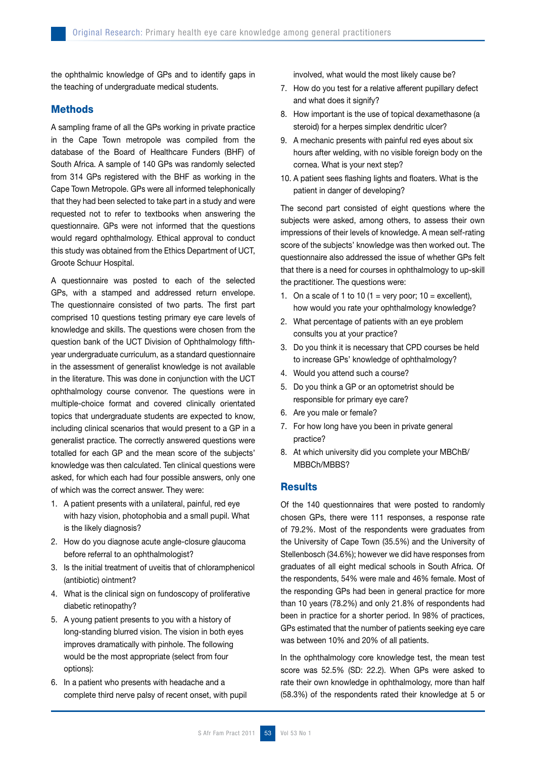the ophthalmic knowledge of GPs and to identify gaps in the teaching of undergraduate medical students.

## Methods

A sampling frame of all the GPs working in private practice in the Cape Town metropole was compiled from the database of the Board of Healthcare Funders (BHF) of South Africa. A sample of 140 GPs was randomly selected from 314 GPs registered with the BHF as working in the Cape Town Metropole. GPs were all informed telephonically that they had been selected to take part in a study and were requested not to refer to textbooks when answering the questionnaire. GPs were not informed that the questions would regard ophthalmology. Ethical approval to conduct this study was obtained from the Ethics Department of UCT, Groote Schuur Hospital.

A questionnaire was posted to each of the selected GPs, with a stamped and addressed return envelope. The questionnaire consisted of two parts. The first part comprised 10 questions testing primary eye care levels of knowledge and skills. The questions were chosen from the question bank of the UCT Division of Ophthalmology fifth-year undergraduate curriculum, as a standard questionnaire in the assessment of generalist knowledge is not available in the literature. This was done in conjunction with the UCT ophthalmology course convenor. The questions were in multiple-choice format and covered clinically orientated topics that undergraduate students are expected to know, including clinical scenarios that would present to a GP in a generalist practice. The correctly answered questions were totalled for each GP and the mean score of the subjects' knowledge was then calculated. Ten clinical questions were asked, for which each had four possible answers, only one of which was the correct answer. They were:

1. A patient presents with a unilateral, painful, red eye with hazy vision, photophobia and a small pupil. What is the likely diagnosis?
2. How do you diagnose acute angle-closure glaucoma before referral to an ophthalmologist?
3. Is the initial treatment of uveitis that of chloramphenicol (antibiotic) ointment?
4. What is the clinical sign on fundoscopy of proliferative diabetic retinopathy?
5. A young patient presents to you with a history of long-standing blurred vision. The vision in both eyes improves dramatically with pinhole. The following would be the most appropriate (select from four options):
6. In a patient who presents with headache and a complete third nerve palsy of recent onset, with pupil involved, what would the most likely cause be?
7. How do you test for a relative afferent pupillary defect and what does it signify?
8. How important is the use of topical dexamethasone (a steroid) for a herpes simplex dendritic ulcer?
9. A mechanic presents with painful red eyes about six hours after welding, with no visible foreign body on the cornea. What is your next step?
10. A patient sees flashing lights and floaters. What is the patient in danger of developing?

The second part consisted of eight questions where the subjects were asked, among others, to assess their own impressions of their levels of knowledge. A mean self-rating score of the subjects' knowledge was then worked out. The questionnaire also addressed the issue of whether GPs felt that there is a need for courses in ophthalmology to up-skill the practitioner. The questions were:

1. On a scale of 1 to 10 (1 = very poor; 10 = excellent), how would you rate your ophthalmology knowledge?
2. What percentage of patients with an eye problem consults you at your practice?
3. Do you think it is necessary that CPD courses be held to increase GPs' knowledge of ophthalmology?
4. Would you attend such a course?
5. Do you think a GP or an optometrist should be responsible for primary eye care?
6. Are you male or female?
7. For how long have you been in private general practice?
8. At which university did you complete your MBChB/MBBCh/MBBS?

## Results

Of the 140 questionnaires that were posted to randomly chosen GPs, there were 111 responses, a response rate of 79.2%. Most of the respondents were graduates from the University of Cape Town (35.5%) and the University of Stellenbosch (34.6%); however we did have responses from graduates of all eight medical schools in South Africa. Of the respondents, 54% were male and 46% female. Most of the responding GPs had been in general practice for more than 10 years (78.2%) and only 21.8% of respondents had been in practice for a shorter period. In 98% of practices, GPs estimated that the number of patients seeking eye care was between 10% and 20% of all patients.

In the ophthalmology core knowledge test, the mean test score was 52.5% (SD: 22.2). When GPs were asked to rate their own knowledge in ophthalmology, more than half (58.3%) of the respondents rated their knowledge at 5 or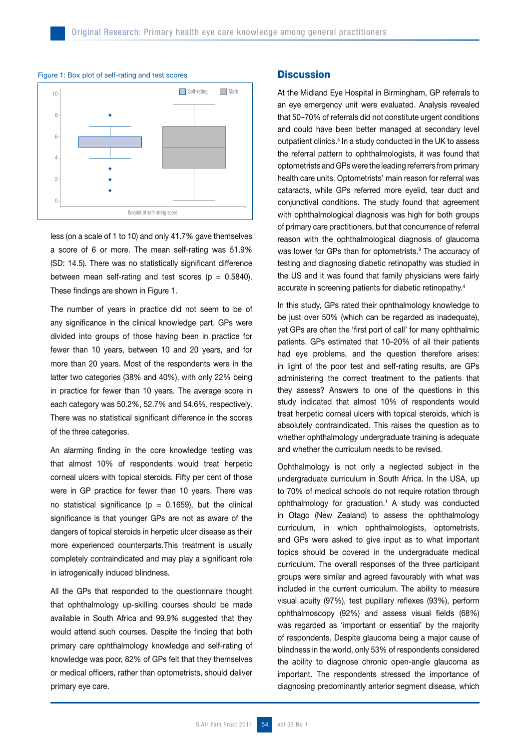Figure 1: Box plot of self-rating and test scores

less (on a scale of 1 to 10) and only 41.7% gave themselves a score of 6 or more. The mean self-rating was 51.9% (SD: 14.5). There was no statistically significant difference between mean self-rating and test scores ($p = 0.5840$). These findings are shown in Figure 1.

The number of years in practice did not seem to be of any significance in the clinical knowledge part. GPs were divided into groups of those having been in practice for fewer than 10 years, between 10 and 20 years, and for more than 20 years. Most of the respondents were in the latter two categories (38% and 40%), with only 22% being in practice for fewer than 10 years. The average score in each category was 50.2%, 52.7% and 54.6%, respectively. There was no statistical significant difference in the scores of the three categories.

An alarming finding in the core knowledge testing was that almost 10% of respondents would treat herpetic corneal ulcers with topical steroids. Fifty per cent of those were in GP practice for fewer than 10 years. There was no statistical significance ($p = 0.1659$), but the clinical significance is that younger GPs are not as aware of the dangers of topical steroids in herpetic ulcer disease as their more experienced counterparts.This treatment is usually completely contraindicated and may play a significant role in iatrogenically induced blindness.

All the GPs that responded to the questionnaire thought that ophthalmology up-skilling courses should be made available in South Africa and 99.9% suggested that they would attend such courses. Despite the finding that both primary care ophthalmology knowledge and self-rating of knowledge was poor, 82% of GPs felt that they themselves or medical officers, rather than optometrists, should deliver primary eye care.

## Discussion

At the Midland Eye Hospital in Birmingham, GP referrals to an eye emergency unit were evaluated. Analysis revealed that 50–70% of referrals did not constitute urgent conditions and could have been better managed at secondary level outpatient clinics.[5] In a study conducted in the UK to assess the referral pattern to ophthalmologists, it was found that optometrists and GPs were the leading referrers from primary health care units. Optometrists' main reason for referral was cataracts, while GPs referred more eyelid, tear duct and conjunctival conditions. The study found that agreement with ophthalmological diagnosis was high for both groups of primary care practitioners, but that concurrence of referral reason with the ophthalmological diagnosis of glaucoma was lower for GPs than for optometrists.[9] The accuracy of testing and diagnosing diabetic retinopathy was studied in the US and it was found that family physicians were fairly accurate in screening patients for diabetic retinopathy.[4]

In this study, GPs rated their ophthalmology knowledge to be just over 50% (which can be regarded as inadequate), yet GPs are often the 'first port of call' for many ophthalmic patients. GPs estimated that 10–20% of all their patients had eye problems, and the question therefore arises: in light of the poor test and self-rating results, are GPs administering the correct treatment to the patients that they assess? Answers to one of the questions in this study indicated that almost 10% of respondents would treat herpetic corneal ulcers with topical steroids, which is absolutely contraindicated. This raises the question as to whether ophthalmology undergraduate training is adequate and whether the curriculum needs to be revised.

Ophthalmology is not only a neglected subject in the undergraduate curriculum in South Africa. In the USA, up to 70% of medical schools do not require rotation through ophthalmology for graduation.[1] A study was conducted in Otago (New Zealand) to assess the ophthalmology curriculum, in which ophthalmologists, optometrists, and GPs were asked to give input as to what important topics should be covered in the undergraduate medical curriculum. The overall responses of the three participant groups were similar and agreed favourably with what was included in the current curriculum. The ability to measure visual acuity (97%), test pupillary reflexes (93%), perform ophthalmoscopy (92%) and assess visual fields (68%) was regarded as 'important or essential' by the majority of respondents. Despite glaucoma being a major cause of blindness in the world, only 53% of respondents considered the ability to diagnose chronic open-angle glaucoma as important. The respondents stressed the importance of diagnosing predominantly anterior segment disease, which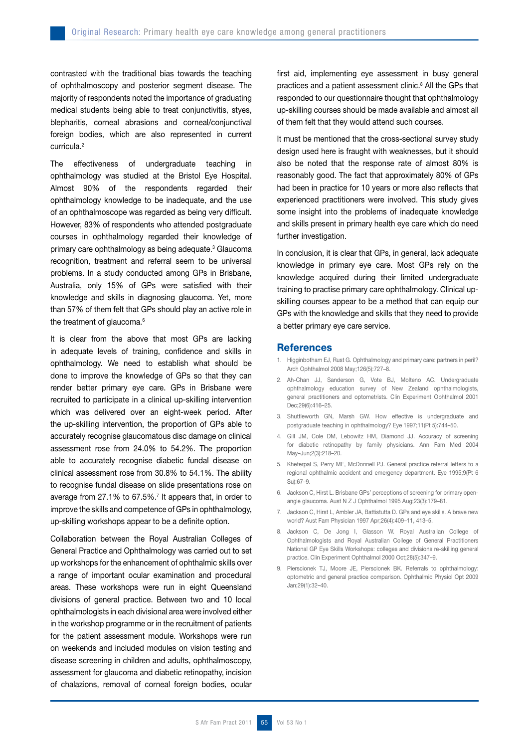contrasted with the traditional bias towards the teaching of ophthalmoscopy and posterior segment disease. The majority of respondents noted the importance of graduating medical students being able to treat conjunctivitis, styes, blepharitis, corneal abrasions and corneal/conjunctival foreign bodies, which are also represented in current curricula.[2]

The effectiveness of undergraduate teaching in ophthalmology was studied at the Bristol Eye Hospital. Almost 90% of the respondents regarded their ophthalmology knowledge to be inadequate, and the use of an ophthalmoscope was regarded as being very difficult. However, 83% of respondents who attended postgraduate courses in ophthalmology regarded their knowledge of primary care ophthalmology as being adequate.[3] Glaucoma recognition, treatment and referral seem to be universal problems. In a study conducted among GPs in Brisbane, Australia, only 15% of GPs were satisfied with their knowledge and skills in diagnosing glaucoma. Yet, more than 57% of them felt that GPs should play an active role in the treatment of glaucoma.[6]

It is clear from the above that most GPs are lacking in adequate levels of training, confidence and skills in ophthalmology. We need to establish what should be done to improve the knowledge of GPs so that they can render better primary eye care. GPs in Brisbane were recruited to participate in a clinical up-skilling intervention which was delivered over an eight-week period. After the up-skilling intervention, the proportion of GPs able to accurately recognise glaucomatous disc damage on clinical assessment rose from 24.0% to 54.2%. The proportion able to accurately recognise diabetic fundal disease on clinical assessment rose from 30.8% to 54.1%. The ability to recognise fundal disease on slide presentations rose on average from 27.1% to 67.5%.[7] It appears that, in order to improve the skills and competence of GPs in ophthalmology, up-skilling workshops appear to be a definite option.

Collaboration between the Royal Australian Colleges of General Practice and Ophthalmology was carried out to set up workshops for the enhancement of ophthalmic skills over a range of important ocular examination and procedural areas. These workshops were run in eight Queensland divisions of general practice. Between two and 10 local ophthalmologists in each divisional area were involved either in the workshop programme or in the recruitment of patients for the patient assessment module. Workshops were run on weekends and included modules on vision testing and disease screening in children and adults, ophthalmoscopy, assessment for glaucoma and diabetic retinopathy, incision of chalazions, removal of corneal foreign bodies, ocular first aid, implementing eye assessment in busy general practices and a patient assessment clinic.[8] All the GPs that responded to our questionnaire thought that ophthalmology up-skilling courses should be made available and almost all of them felt that they would attend such courses.

It must be mentioned that the cross-sectional survey study design used here is fraught with weaknesses, but it should also be noted that the response rate of almost 80% is reasonably good. The fact that approximately 80% of GPs had been in practice for 10 years or more also reflects that experienced practitioners were involved. This study gives some insight into the problems of inadequate knowledge and skills present in primary health eye care which do need further investigation.

In conclusion, it is clear that GPs, in general, lack adequate knowledge in primary eye care. Most GPs rely on the knowledge acquired during their limited undergraduate training to practise primary care ophthalmology. Clinical up-skilling courses appear to be a method that can equip our GPs with the knowledge and skills that they need to provide a better primary eye care service.

## References

1. Higginbotham EJ, Rust G. Ophthalmology and primary care: partners in peril? Arch Ophthalmol 2008 May;126(5):727–8.
2. Ah-Chan JJ, Sanderson G, Vote BJ, Molteno AC. Undergraduate ophthalmology education survey of New Zealand ophthalmologists, general practitioners and optometrists. Clin Experiment Ophthalmol 2001 Dec;29(6):416–25.
3. Shuttleworth GN, Marsh GW. How effective is undergraduate and postgraduate teaching in ophthalmology? Eye 1997;11(Pt 5):744–50.
4. Gill JM, Cole DM, Lebowitz HM, Diamond JJ. Accuracy of screening for diabetic retinopathy by family physicians. Ann Fam Med 2004 May–Jun;2(3):218–20.
5. Kheterpal S, Perry ME, McDonnell PJ. General practice referral letters to a regional ophthalmic accident and emergency department. Eye 1995;9(Pt 6 Su):67–9.
6. Jackson C, Hirst L. Brisbane GPs' perceptions of screening for primary open-angle glaucoma. Aust N Z J Ophthalmol 1995 Aug;23(3):179–81.
7. Jackson C, Hirst L, Ambler JA, Battistutta D. GPs and eye skills. A brave new world? Aust Fam Physician 1997 Apr;26(4):409–11, 413–5.
8. Jackson C, De Jong I, Glasson W. Royal Australian College of Ophthalmologists and Royal Australian College of General Practitioners National GP Eye Skills Workshops: colleges and divisions re-skilling general practice. Clin Experiment Ophthalmol 2000 Oct;28(5):347–9.
9. Pierscionek TJ, Moore JE, Pierscionek BK. Referrals to ophthalmology: optometric and general practice comparison. Ophthalmic Physiol Opt 2009 Jan;29(1):32–40.